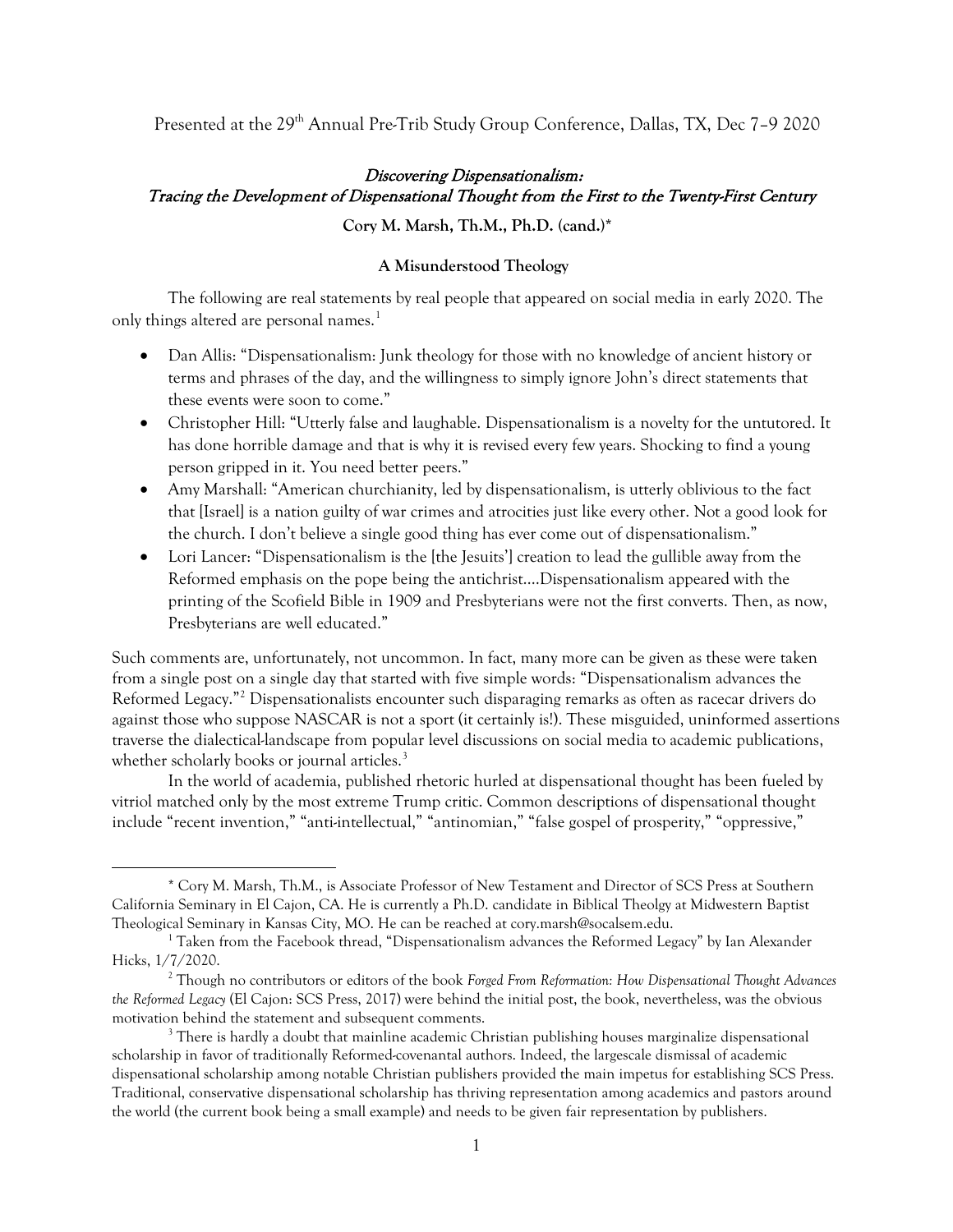Presented at the 29th Annual Pre-Trib Study Group Conference, Dallas, TX, Dec 7–9 2020

# *Discovering Dispensationalism: Tracing the Development of Dispensational Thought from the First to the Twenty-First Century*

**Cory M. Marsh, Th.M., Ph.D. (cand.)***

## A Misunderstood Theology

The following are real statements by real people that appeared on social media in early 2020. The only things altered are personal names.[1]

- Dan Allis: "Dispensationalism: Junk theology for those with no knowledge of ancient history or terms and phrases of the day, and the willingness to simply ignore John's direct statements that these events were soon to come."
- Christopher Hill: "Utterly false and laughable. Dispensationalism is a novelty for the untutored. It has done horrible damage and that is why it is revised every few years. Shocking to find a young person gripped in it. You need better peers."
- Amy Marshall: "American churchianity, led by dispensationalism, is utterly oblivious to the fact that [Israel] is a nation guilty of war crimes and atrocities just like every other. Not a good look for the church. I don't believe a single good thing has ever come out of dispensationalism."
- Lori Lancer: "Dispensationalism is the [the Jesuits'] creation to lead the gullible away from the Reformed emphasis on the pope being the antichrist....Dispensationalism appeared with the printing of the Scofield Bible in 1909 and Presbyterians were not the first converts. Then, as now, Presbyterians are well educated."

Such comments are, unfortunately, not uncommon. In fact, many more can be given as these were taken from a single post on a single day that started with five simple words: "Dispensationalism advances the Reformed Legacy."[2] Dispensationalists encounter such disparaging remarks as often as racecar drivers do against those who suppose NASCAR is not a sport (it certainly is!). These misguided, uninformed assertions traverse the dialectical-landscape from popular level discussions on social media to academic publications, whether scholarly books or journal articles.[3]

In the world of academia, published rhetoric hurled at dispensational thought has been fueled by vitriol matched only by the most extreme Trump critic. Common descriptions of dispensational thought include "recent invention," "anti-intellectual," "antinomian," "false gospel of prosperity," "oppressive,"

---

\* Cory M. Marsh, Th.M., is Associate Professor of New Testament and Director of SCS Press at Southern California Seminary in El Cajon, CA. He is currently a Ph.D. candidate in Biblical Theolgy at Midwestern Baptist Theological Seminary in Kansas City, MO. He can be reached at cory.marsh@socalsem.edu.

[1] Taken from the Facebook thread, "Dispensationalism advances the Reformed Legacy" by Ian Alexander Hicks, 1/7/2020.

[2] Though no contributors or editors of the book *Forged From Reformation: How Dispensational Thought Advances the Reformed Legacy* (El Cajon: SCS Press, 2017) were behind the initial post, the book, nevertheless, was the obvious motivation behind the statement and subsequent comments.

[3] There is hardly a doubt that mainline academic Christian publishing houses marginalize dispensational scholarship in favor of traditionally Reformed-covenantal authors. Indeed, the largescale dismissal of academic dispensational scholarship among notable Christian publishers provided the main impetus for establishing SCS Press. Traditional, conservative dispensational scholarship has thriving representation among academics and pastors around the world (the current book being a small example) and needs to be given fair representation by publishers.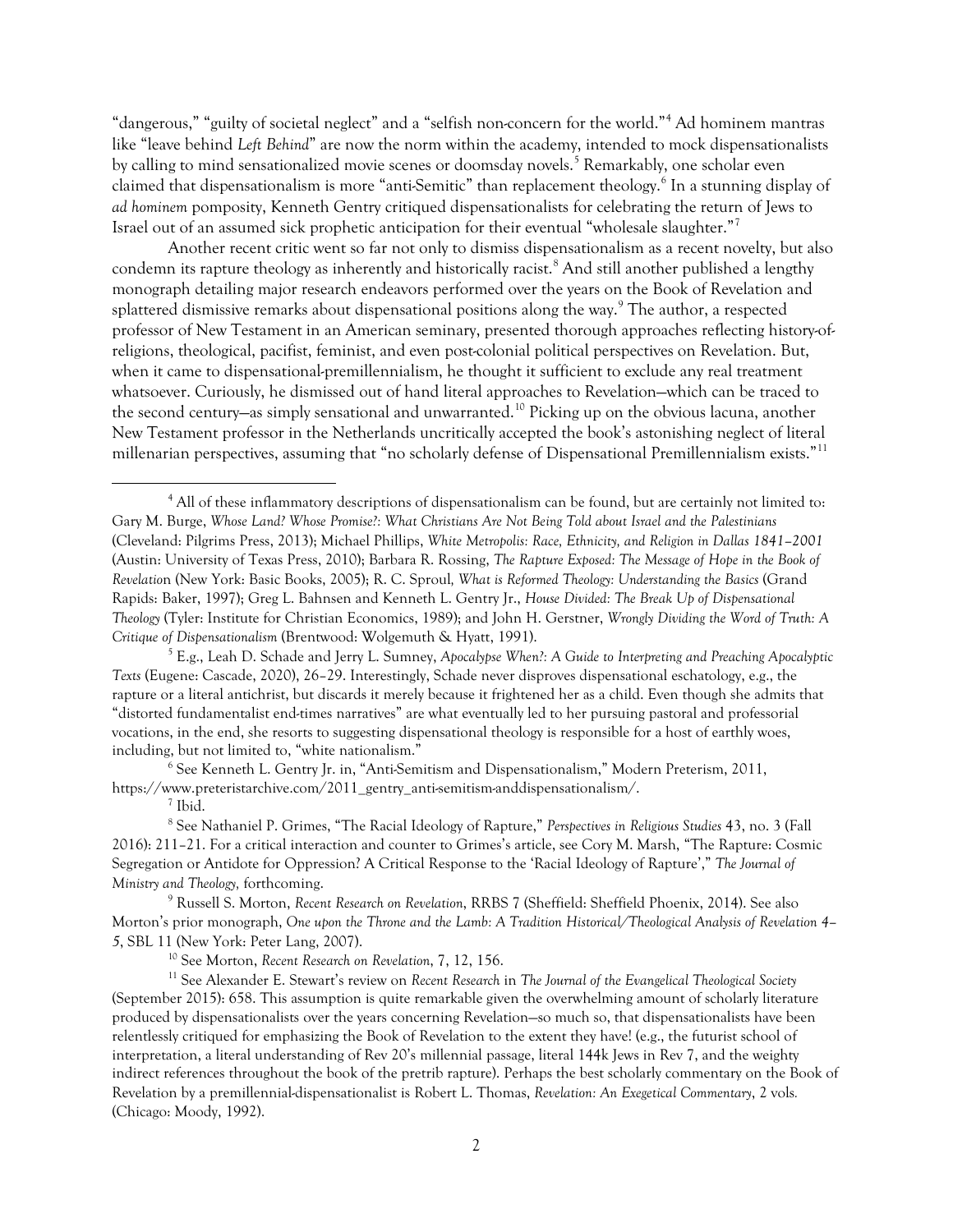"dangerous," "guilty of societal neglect" and a "selfish non-concern for the world."[4] Ad hominem mantras like "leave behind *Left Behind*" are now the norm within the academy, intended to mock dispensationalists by calling to mind sensationalized movie scenes or doomsday novels.[5] Remarkably, one scholar even claimed that dispensationalism is more "anti-Semitic" than replacement theology.[6] In a stunning display of *ad hominem* pomposity, Kenneth Gentry critiqued dispensationalists for celebrating the return of Jews to Israel out of an assumed sick prophetic anticipation for their eventual "wholesale slaughter."[7]

Another recent critic went so far not only to dismiss dispensationalism as a recent novelty, but also condemn its rapture theology as inherently and historically racist.[8] And still another published a lengthy monograph detailing major research endeavors performed over the years on the Book of Revelation and splattered dismissive remarks about dispensational positions along the way.[9] The author, a respected professor of New Testament in an American seminary, presented thorough approaches reflecting history-of-religions, theological, pacifist, feminist, and even post-colonial political perspectives on Revelation. But, when it came to dispensational-premillennialism, he thought it sufficient to exclude any real treatment whatsoever. Curiously, he dismissed out of hand literal approaches to Revelation—which can be traced to the second century—as simply sensational and unwarranted.[10] Picking up on the obvious lacuna, another New Testament professor in the Netherlands uncritically accepted the book's astonishing neglect of literal millenarian perspectives, assuming that "no scholarly defense of Dispensational Premillennialism exists."[11]

---

[4] All of these inflammatory descriptions of dispensationalism can be found, but are certainly not limited to: Gary M. Burge, *Whose Land? Whose Promise?: What Christians Are Not Being Told about Israel and the Palestinians* (Cleveland: Pilgrims Press, 2013); Michael Phillips, *White Metropolis: Race, Ethnicity, and Religion in Dallas 1841–2001* (Austin: University of Texas Press, 2010); Barbara R. Rossing, *The Rapture Exposed: The Message of Hope in the Book of Revelation* (New York: Basic Books, 2005); R. C. Sproul, *What is Reformed Theology: Understanding the Basics* (Grand Rapids: Baker, 1997); Greg L. Bahnsen and Kenneth L. Gentry Jr., *House Divided: The Break Up of Dispensational Theology* (Tyler: Institute for Christian Economics, 1989); and John H. Gerstner, *Wrongly Dividing the Word of Truth: A Critique of Dispensationalism* (Brentwood: Wolgemuth & Hyatt, 1991).

[5] E.g., Leah D. Schade and Jerry L. Sumney, *Apocalypse When?: A Guide to Interpreting and Preaching Apocalyptic Texts* (Eugene: Cascade, 2020), 26–29. Interestingly, Schade never disproves dispensational eschatology, e.g., the rapture or a literal antichrist, but discards it merely because it frightened her as a child. Even though she admits that "distorted fundamentalist end-times narratives" are what eventually led to her pursuing pastoral and professorial vocations, in the end, she resorts to suggesting dispensational theology is responsible for a host of earthly woes, including, but not limited to, "white nationalism."

[6] See Kenneth L. Gentry Jr. in, "Anti-Semitism and Dispensationalism," Modern Preterism, 2011, https://www.preteristarchive.com/2011_gentry_anti-semitism-anddispensationalism/.

[7] Ibid.

[8] See Nathaniel P. Grimes, "The Racial Ideology of Rapture," *Perspectives in Religious Studies* 43, no. 3 (Fall 2016): 211–21. For a critical interaction and counter to Grimes's article, see Cory M. Marsh, "The Rapture: Cosmic Segregation or Antidote for Oppression? A Critical Response to the 'Racial Ideology of Rapture'," *The Journal of Ministry and Theology,* forthcoming.

[9] Russell S. Morton, *Recent Research on Revelation*, RRBS 7 (Sheffield: Sheffield Phoenix, 2014). See also Morton's prior monograph, *One upon the Throne and the Lamb: A Tradition Historical/Theological Analysis of Revelation 4–5*, SBL 11 (New York: Peter Lang, 2007).

[10] See Morton, *Recent Research on Revelation*, 7, 12, 156.

[11] See Alexander E. Stewart's review on *Recent Research* in *The Journal of the Evangelical Theological Society* (September 2015): 658. This assumption is quite remarkable given the overwhelming amount of scholarly literature produced by dispensationalists over the years concerning Revelation—so much so, that dispensationalists have been relentlessly critiqued for emphasizing the Book of Revelation to the extent they have! (e.g., the futurist school of interpretation, a literal understanding of Rev 20's millennial passage, literal 144k Jews in Rev 7, and the weighty indirect references throughout the book of the pretrib rapture). Perhaps the best scholarly commentary on the Book of Revelation by a premillennial-dispensationalist is Robert L. Thomas, *Revelation: An Exegetical Commentary*, 2 vols. (Chicago: Moody, 1992).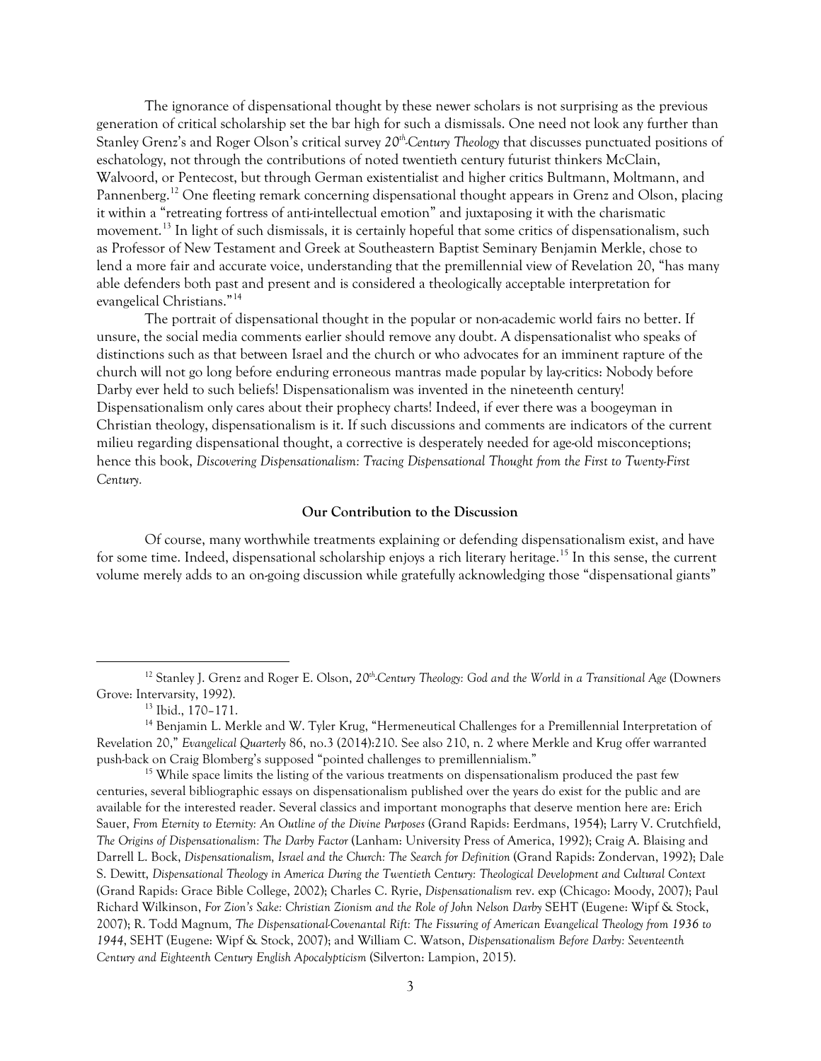The ignorance of dispensational thought by these newer scholars is not surprising as the previous generation of critical scholarship set the bar high for such a dismissals. One need not look any further than Stanley Grenz's and Roger Olson's critical survey *20th-Century Theology* that discusses punctuated positions of eschatology, not through the contributions of noted twentieth century futurist thinkers McClain, Walvoord, or Pentecost, but through German existentialist and higher critics Bultmann, Moltmann, and Pannenberg.[12] One fleeting remark concerning dispensational thought appears in Grenz and Olson, placing it within a "retreating fortress of anti-intellectual emotion" and juxtaposing it with the charismatic movement.[13] In light of such dismissals, it is certainly hopeful that some critics of dispensationalism, such as Professor of New Testament and Greek at Southeastern Baptist Seminary Benjamin Merkle, chose to lend a more fair and accurate voice, understanding that the premillennial view of Revelation 20, "has many able defenders both past and present and is considered a theologically acceptable interpretation for evangelical Christians."[14]

The portrait of dispensational thought in the popular or non-academic world fairs no better. If unsure, the social media comments earlier should remove any doubt. A dispensationalist who speaks of distinctions such as that between Israel and the church or who advocates for an imminent rapture of the church will not go long before enduring erroneous mantras made popular by lay-critics: Nobody before Darby ever held to such beliefs! Dispensationalism was invented in the nineteenth century! Dispensationalism only cares about their prophecy charts! Indeed, if ever there was a boogeyman in Christian theology, dispensationalism is it. If such discussions and comments are indicators of the current milieu regarding dispensational thought, a corrective is desperately needed for age-old misconceptions; hence this book, *Discovering Dispensationalism: Tracing Dispensational Thought from the First to Twenty-First Century.*

### Our Contribution to the Discussion

Of course, many worthwhile treatments explaining or defending dispensationalism exist, and have for some time. Indeed, dispensational scholarship enjoys a rich literary heritage.[15] In this sense, the current volume merely adds to an on-going discussion while gratefully acknowledging those "dispensational giants"

---

[12] Stanley J. Grenz and Roger E. Olson, *20th-Century Theology: God and the World in a Transitional Age* (Downers Grove: Intervarsity, 1992).

[13] Ibid., 170–171.

[14] Benjamin L. Merkle and W. Tyler Krug, "Hermeneutical Challenges for a Premillennial Interpretation of Revelation 20," *Evangelical Quarterly* 86, no.3 (2014):210. See also 210, n. 2 where Merkle and Krug offer warranted push-back on Craig Blomberg's supposed "pointed challenges to premillennialism."

[15] While space limits the listing of the various treatments on dispensationalism produced the past few centuries, several bibliographic essays on dispensationalism published over the years do exist for the public and are available for the interested reader. Several classics and important monographs that deserve mention here are: Erich Sauer, *From Eternity to Eternity: An Outline of the Divine Purposes* (Grand Rapids: Eerdmans, 1954); Larry V. Crutchfield, *The Origins of Dispensationalism: The Darby Factor* (Lanham: University Press of America, 1992); Craig A. Blaising and Darrell L. Bock, *Dispensationalism, Israel and the Church: The Search for Definition* (Grand Rapids: Zondervan, 1992); Dale S. Dewitt, *Dispensational Theology in America During the Twentieth Century: Theological Development and Cultural Context* (Grand Rapids: Grace Bible College, 2002); Charles C. Ryrie, *Dispensationalism* rev. exp (Chicago: Moody, 2007); Paul Richard Wilkinson, *For Zion's Sake: Christian Zionism and the Role of John Nelson Darby* SEHT (Eugene: Wipf & Stock, 2007); R. Todd Magnum, *The Dispensational-Covenantal Rift: The Fissuring of American Evangelical Theology from 1936 to 1944*, SEHT (Eugene: Wipf & Stock, 2007); and William C. Watson, *Dispensationalism Before Darby: Seventeenth Century and Eighteenth Century English Apocalypticism* (Silverton: Lampion, 2015).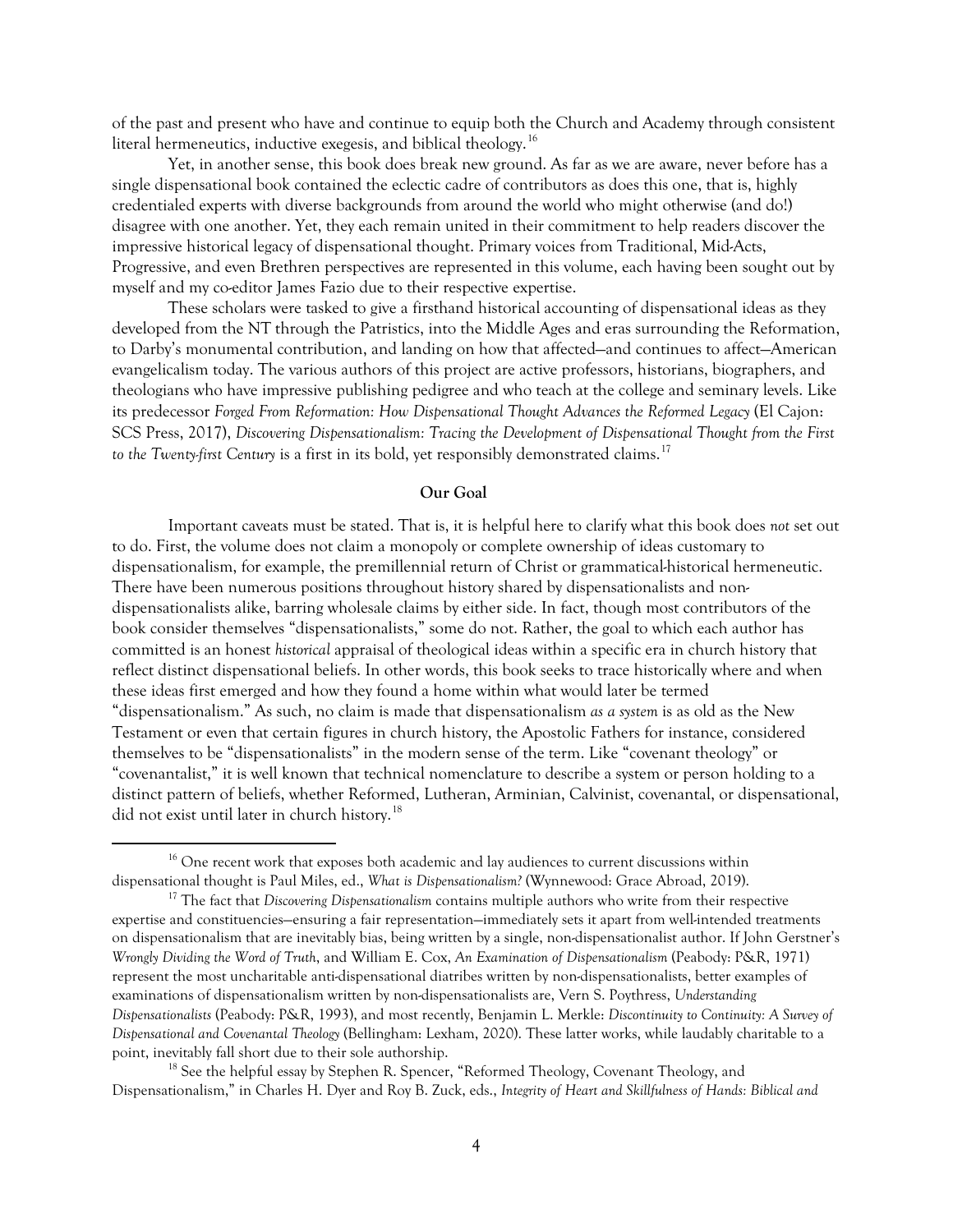of the past and present who have and continue to equip both the Church and Academy through consistent literal hermeneutics, inductive exegesis, and biblical theology.[16]

Yet, in another sense, this book does break new ground. As far as we are aware, never before has a single dispensational book contained the eclectic cadre of contributors as does this one, that is, highly credentialed experts with diverse backgrounds from around the world who might otherwise (and do!) disagree with one another. Yet, they each remain united in their commitment to help readers discover the impressive historical legacy of dispensational thought. Primary voices from Traditional, Mid-Acts, Progressive, and even Brethren perspectives are represented in this volume, each having been sought out by myself and my co-editor James Fazio due to their respective expertise.

These scholars were tasked to give a firsthand historical accounting of dispensational ideas as they developed from the NT through the Patristics, into the Middle Ages and eras surrounding the Reformation, to Darby's monumental contribution, and landing on how that affected—and continues to affect—American evangelicalism today. The various authors of this project are active professors, historians, biographers, and theologians who have impressive publishing pedigree and who teach at the college and seminary levels. Like its predecessor *Forged From Reformation: How Dispensational Thought Advances the Reformed Legacy* (El Cajon: SCS Press, 2017), *Discovering Dispensationalism: Tracing the Development of Dispensational Thought from the First to the Twenty-first Century* is a first in its bold, yet responsibly demonstrated claims.[17]

## Our Goal

Important caveats must be stated. That is, it is helpful here to clarify what this book does *not* set out to do. First, the volume does not claim a monopoly or complete ownership of ideas customary to dispensationalism, for example, the premillennial return of Christ or grammatical-historical hermeneutic. There have been numerous positions throughout history shared by dispensationalists and non-dispensationalists alike, barring wholesale claims by either side. In fact, though most contributors of the book consider themselves "dispensationalists," some do not. Rather, the goal to which each author has committed is an honest *historical* appraisal of theological ideas within a specific era in church history that reflect distinct dispensational beliefs. In other words, this book seeks to trace historically where and when these ideas first emerged and how they found a home within what would later be termed "dispensationalism." As such, no claim is made that dispensationalism *as a system* is as old as the New Testament or even that certain figures in church history, the Apostolic Fathers for instance, considered themselves to be "dispensationalists" in the modern sense of the term. Like "covenant theology" or "covenantalist," it is well known that technical nomenclature to describe a system or person holding to a distinct pattern of beliefs, whether Reformed, Lutheran, Arminian, Calvinist, covenantal, or dispensational, did not exist until later in church history.[18]

---

[16] One recent work that exposes both academic and lay audiences to current discussions within dispensational thought is Paul Miles, ed., *What is Dispensationalism?* (Wynnewood: Grace Abroad, 2019).

[17] The fact that *Discovering Dispensationalism* contains multiple authors who write from their respective expertise and constituencies—ensuring a fair representation—immediately sets it apart from well-intended treatments on dispensationalism that are inevitably bias, being written by a single, non-dispensationalist author. If John Gerstner's *Wrongly Dividing the Word of Truth*, and William E. Cox, *An Examination of Dispensationalism* (Peabody: P&R, 1971) represent the most uncharitable anti-dispensational diatribes written by non-dispensationalists, better examples of examinations of dispensationalism written by non-dispensationalists are, Vern S. Poythress, *Understanding Dispensationalists* (Peabody: P&R, 1993), and most recently, Benjamin L. Merkle: *Discontinuity to Continuity: A Survey of Dispensational and Covenantal Theology* (Bellingham: Lexham, 2020). These latter works, while laudably charitable to a point, inevitably fall short due to their sole authorship.

[18] See the helpful essay by Stephen R. Spencer, "Reformed Theology, Covenant Theology, and Dispensationalism," in Charles H. Dyer and Roy B. Zuck, eds., *Integrity of Heart and Skillfulness of Hands: Biblical and*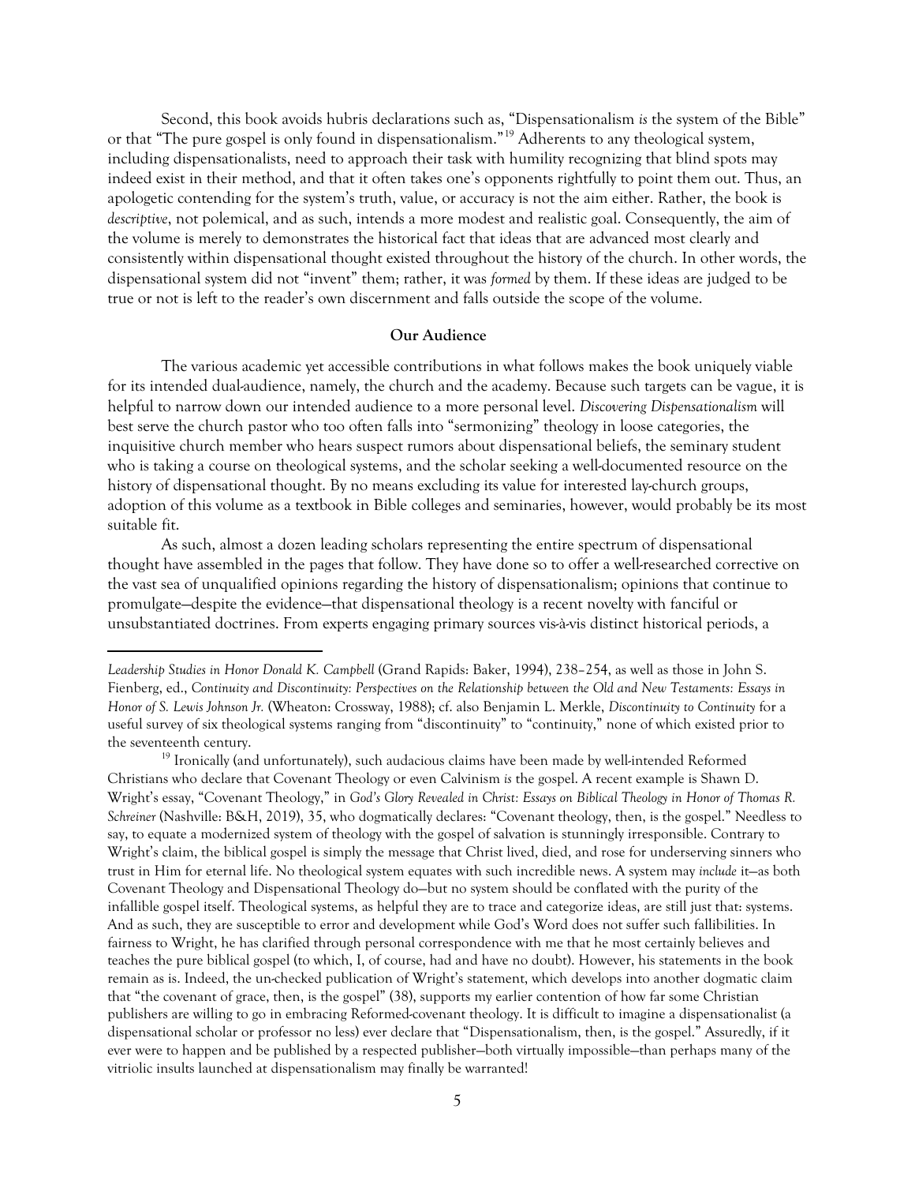Second, this book avoids hubris declarations such as, "Dispensationalism *is* the system of the Bible" or that "The pure gospel is only found in dispensationalism."[19] Adherents to any theological system, including dispensationalists, need to approach their task with humility recognizing that blind spots may indeed exist in their method, and that it often takes one's opponents rightfully to point them out. Thus, an apologetic contending for the system's truth, value, or accuracy is not the aim either. Rather, the book is *descriptive*, not polemical, and as such, intends a more modest and realistic goal. Consequently, the aim of the volume is merely to demonstrates the historical fact that ideas that are advanced most clearly and consistently within dispensational thought existed throughout the history of the church. In other words, the dispensational system did not "invent" them; rather, it was *formed* by them. If these ideas are judged to be true or not is left to the reader's own discernment and falls outside the scope of the volume.

**Our Audience**

The various academic yet accessible contributions in what follows makes the book uniquely viable for its intended dual-audience, namely, the church and the academy. Because such targets can be vague, it is helpful to narrow down our intended audience to a more personal level. *Discovering Dispensationalism* will best serve the church pastor who too often falls into "sermonizing" theology in loose categories, the inquisitive church member who hears suspect rumors about dispensational beliefs, the seminary student who is taking a course on theological systems, and the scholar seeking a well-documented resource on the history of dispensational thought. By no means excluding its value for interested lay-church groups, adoption of this volume as a textbook in Bible colleges and seminaries, however, would probably be its most suitable fit.

As such, almost a dozen leading scholars representing the entire spectrum of dispensational thought have assembled in the pages that follow. They have done so to offer a well-researched corrective on the vast sea of unqualified opinions regarding the history of dispensationalism; opinions that continue to promulgate—despite the evidence—that dispensational theology is a recent novelty with fanciful or unsubstantiated doctrines. From experts engaging primary sources vis-à-vis distinct historical periods, a

---

*Leadership Studies in Honor Donald K. Campbell* (Grand Rapids: Baker, 1994), 238–254, as well as those in John S. Fienberg, ed., *Continuity and Discontinuity: Perspectives on the Relationship between the Old and New Testaments: Essays in Honor of S. Lewis Johnson Jr.* (Wheaton: Crossway, 1988); cf. also Benjamin L. Merkle, *Discontinuity to Continuity* for a useful survey of six theological systems ranging from "discontinuity" to "continuity," none of which existed prior to the seventeenth century.

[19] Ironically (and unfortunately), such audacious claims have been made by well-intended Reformed Christians who declare that Covenant Theology or even Calvinism *is* the gospel. A recent example is Shawn D. Wright's essay, "Covenant Theology," in *God's Glory Revealed in Christ: Essays on Biblical Theology in Honor of Thomas R. Schreiner* (Nashville: B&H, 2019), 35, who dogmatically declares: "Covenant theology, then, is the gospel." Needless to say, to equate a modernized system of theology with the gospel of salvation is stunningly irresponsible. Contrary to Wright's claim, the biblical gospel is simply the message that Christ lived, died, and rose for underserving sinners who trust in Him for eternal life. No theological system equates with such incredible news. A system may *include* it—as both Covenant Theology and Dispensational Theology do—but no system should be conflated with the purity of the infallible gospel itself. Theological systems, as helpful they are to trace and categorize ideas, are still just that: systems. And as such, they are susceptible to error and development while God's Word does not suffer such fallibilities. In fairness to Wright, he has clarified through personal correspondence with me that he most certainly believes and teaches the pure biblical gospel (to which, I, of course, had and have no doubt). However, his statements in the book remain as is. Indeed, the un-checked publication of Wright's statement, which develops into another dogmatic claim that "the covenant of grace, then, is the gospel" (38), supports my earlier contention of how far some Christian publishers are willing to go in embracing Reformed-covenant theology. It is difficult to imagine a dispensationalist (a dispensational scholar or professor no less) ever declare that "Dispensationalism, then, is the gospel." Assuredly, if it ever were to happen and be published by a respected publisher—both virtually impossible—than perhaps many of the vitriolic insults launched at dispensationalism may finally be warranted!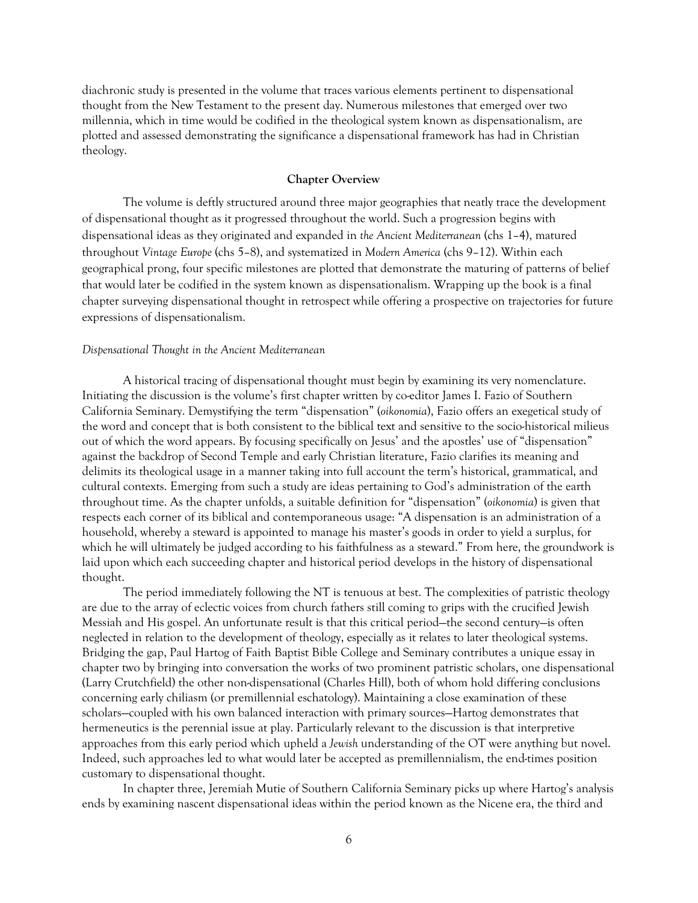diachronic study is presented in the volume that traces various elements pertinent to dispensational thought from the New Testament to the present day. Numerous milestones that emerged over two millennia, which in time would be codified in the theological system known as dispensationalism, are plotted and assessed demonstrating the significance a dispensational framework has had in Christian theology.

**Chapter Overview**

The volume is deftly structured around three major geographies that neatly trace the development of dispensational thought as it progressed throughout the world. Such a progression begins with dispensational ideas as they originated and expanded in *the Ancient Mediterranean* (chs 1–4), matured throughout *Vintage Europe* (chs 5–8), and systematized in *Modern America* (chs 9–12). Within each geographical prong, four specific milestones are plotted that demonstrate the maturing of patterns of belief that would later be codified in the system known as dispensationalism. Wrapping up the book is a final chapter surveying dispensational thought in retrospect while offering a prospective on trajectories for future expressions of dispensationalism.

*Dispensational Thought in the Ancient Mediterranean*

A historical tracing of dispensational thought must begin by examining its very nomenclature. Initiating the discussion is the volume's first chapter written by co-editor James I. Fazio of Southern California Seminary. Demystifying the term "dispensation" (*oikonomia*), Fazio offers an exegetical study of the word and concept that is both consistent to the biblical text and sensitive to the socio-historical milieus out of which the word appears. By focusing specifically on Jesus' and the apostles' use of "dispensation" against the backdrop of Second Temple and early Christian literature, Fazio clarifies its meaning and delimits its theological usage in a manner taking into full account the term's historical, grammatical, and cultural contexts. Emerging from such a study are ideas pertaining to God's administration of the earth throughout time. As the chapter unfolds, a suitable definition for "dispensation" (*oikonomia*) is given that respects each corner of its biblical and contemporaneous usage: "A dispensation is an administration of a household, whereby a steward is appointed to manage his master's goods in order to yield a surplus, for which he will ultimately be judged according to his faithfulness as a steward." From here, the groundwork is laid upon which each succeeding chapter and historical period develops in the history of dispensational thought.

The period immediately following the NT is tenuous at best. The complexities of patristic theology are due to the array of eclectic voices from church fathers still coming to grips with the crucified Jewish Messiah and His gospel. An unfortunate result is that this critical period—the second century—is often neglected in relation to the development of theology, especially as it relates to later theological systems. Bridging the gap, Paul Hartog of Faith Baptist Bible College and Seminary contributes a unique essay in chapter two by bringing into conversation the works of two prominent patristic scholars, one dispensational (Larry Crutchfield) the other non-dispensational (Charles Hill), both of whom hold differing conclusions concerning early chiliasm (or premillennial eschatology). Maintaining a close examination of these scholars—coupled with his own balanced interaction with primary sources—Hartog demonstrates that hermeneutics is the perennial issue at play. Particularly relevant to the discussion is that interpretive approaches from this early period which upheld a *Jewish* understanding of the OT were anything but novel. Indeed, such approaches led to what would later be accepted as premillennialism, the end-times position customary to dispensational thought.

In chapter three, Jeremiah Mutie of Southern California Seminary picks up where Hartog's analysis ends by examining nascent dispensational ideas within the period known as the Nicene era, the third and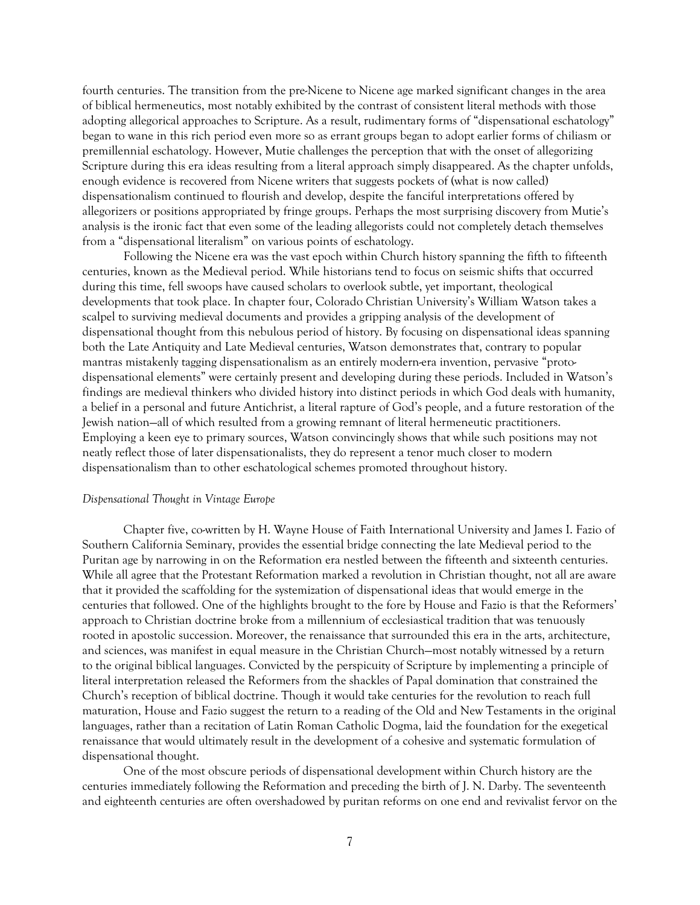fourth centuries. The transition from the pre-Nicene to Nicene age marked significant changes in the area of biblical hermeneutics, most notably exhibited by the contrast of consistent literal methods with those adopting allegorical approaches to Scripture. As a result, rudimentary forms of "dispensational eschatology" began to wane in this rich period even more so as errant groups began to adopt earlier forms of chiliasm or premillennial eschatology. However, Mutie challenges the perception that with the onset of allegorizing Scripture during this era ideas resulting from a literal approach simply disappeared. As the chapter unfolds, enough evidence is recovered from Nicene writers that suggests pockets of (what is now called) dispensationalism continued to flourish and develop, despite the fanciful interpretations offered by allegorizers or positions appropriated by fringe groups. Perhaps the most surprising discovery from Mutie's analysis is the ironic fact that even some of the leading allegorists could not completely detach themselves from a "dispensational literalism" on various points of eschatology.

Following the Nicene era was the vast epoch within Church history spanning the fifth to fifteenth centuries, known as the Medieval period. While historians tend to focus on seismic shifts that occurred during this time, fell swoops have caused scholars to overlook subtle, yet important, theological developments that took place. In chapter four, Colorado Christian University's William Watson takes a scalpel to surviving medieval documents and provides a gripping analysis of the development of dispensational thought from this nebulous period of history. By focusing on dispensational ideas spanning both the Late Antiquity and Late Medieval centuries, Watson demonstrates that, contrary to popular mantras mistakenly tagging dispensationalism as an entirely modern-era invention, pervasive "proto-dispensational elements" were certainly present and developing during these periods. Included in Watson's findings are medieval thinkers who divided history into distinct periods in which God deals with humanity, a belief in a personal and future Antichrist, a literal rapture of God's people, and a future restoration of the Jewish nation—all of which resulted from a growing remnant of literal hermeneutic practitioners. Employing a keen eye to primary sources, Watson convincingly shows that while such positions may not neatly reflect those of later dispensationalists, they do represent a tenor much closer to modern dispensationalism than to other eschatological schemes promoted throughout history.

*Dispensational Thought in Vintage Europe*

Chapter five, co-written by H. Wayne House of Faith International University and James I. Fazio of Southern California Seminary, provides the essential bridge connecting the late Medieval period to the Puritan age by narrowing in on the Reformation era nestled between the fifteenth and sixteenth centuries. While all agree that the Protestant Reformation marked a revolution in Christian thought, not all are aware that it provided the scaffolding for the systemization of dispensational ideas that would emerge in the centuries that followed. One of the highlights brought to the fore by House and Fazio is that the Reformers' approach to Christian doctrine broke from a millennium of ecclesiastical tradition that was tenuously rooted in apostolic succession. Moreover, the renaissance that surrounded this era in the arts, architecture, and sciences, was manifest in equal measure in the Christian Church—most notably witnessed by a return to the original biblical languages. Convicted by the perspicuity of Scripture by implementing a principle of literal interpretation released the Reformers from the shackles of Papal domination that constrained the Church's reception of biblical doctrine. Though it would take centuries for the revolution to reach full maturation, House and Fazio suggest the return to a reading of the Old and New Testaments in the original languages, rather than a recitation of Latin Roman Catholic Dogma, laid the foundation for the exegetical renaissance that would ultimately result in the development of a cohesive and systematic formulation of dispensational thought.

One of the most obscure periods of dispensational development within Church history are the centuries immediately following the Reformation and preceding the birth of J. N. Darby. The seventeenth and eighteenth centuries are often overshadowed by puritan reforms on one end and revivalist fervor on the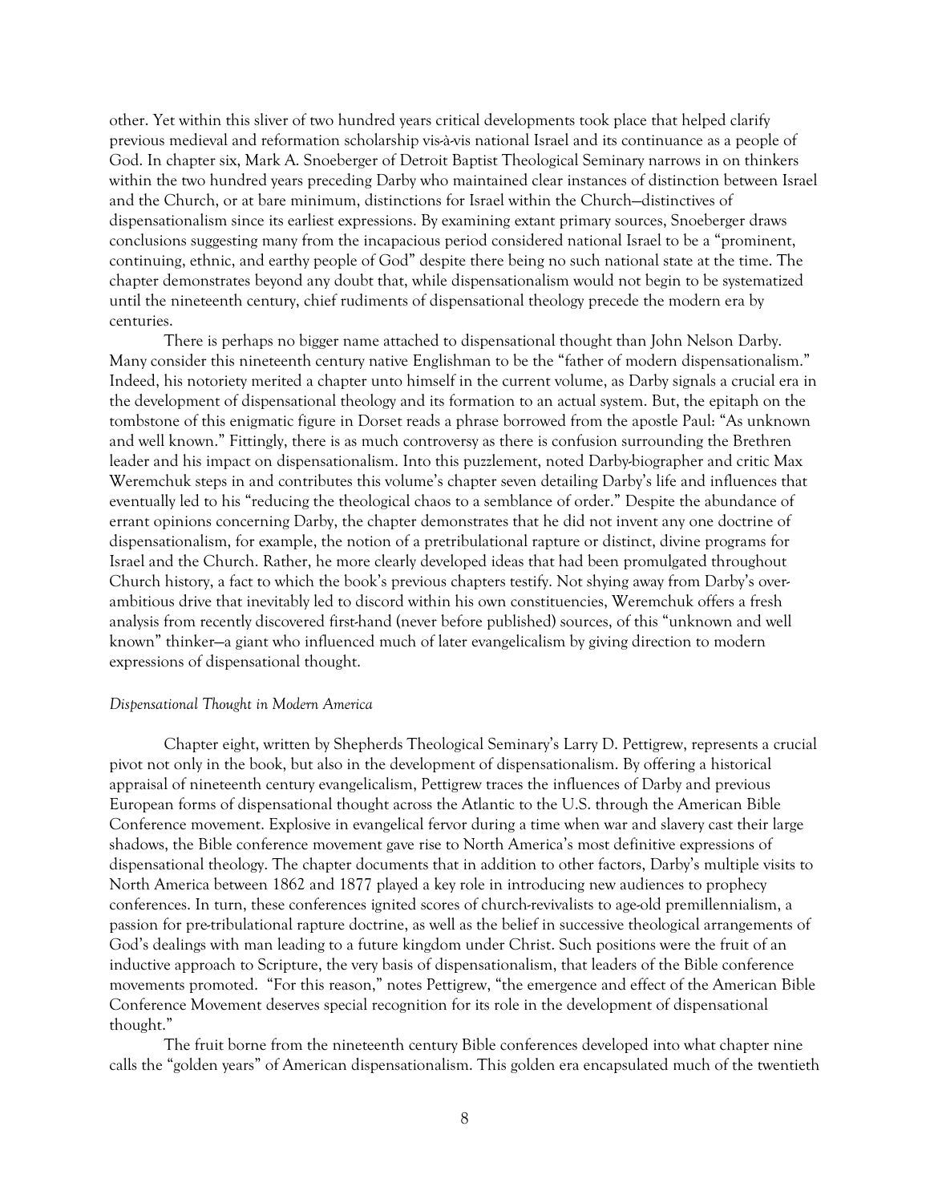other. Yet within this sliver of two hundred years critical developments took place that helped clarify previous medieval and reformation scholarship vis-à-vis national Israel and its continuance as a people of God. In chapter six, Mark A. Snoeberger of Detroit Baptist Theological Seminary narrows in on thinkers within the two hundred years preceding Darby who maintained clear instances of distinction between Israel and the Church, or at bare minimum, distinctions for Israel within the Church—distinctives of dispensationalism since its earliest expressions. By examining extant primary sources, Snoeberger draws conclusions suggesting many from the incapacious period considered national Israel to be a "prominent, continuing, ethnic, and earthy people of God" despite there being no such national state at the time. The chapter demonstrates beyond any doubt that, while dispensationalism would not begin to be systematized until the nineteenth century, chief rudiments of dispensational theology precede the modern era by centuries.

There is perhaps no bigger name attached to dispensational thought than John Nelson Darby. Many consider this nineteenth century native Englishman to be the "father of modern dispensationalism." Indeed, his notoriety merited a chapter unto himself in the current volume, as Darby signals a crucial era in the development of dispensational theology and its formation to an actual system. But, the epitaph on the tombstone of this enigmatic figure in Dorset reads a phrase borrowed from the apostle Paul: "As unknown and well known." Fittingly, there is as much controversy as there is confusion surrounding the Brethren leader and his impact on dispensationalism. Into this puzzlement, noted Darby-biographer and critic Max Weremchuk steps in and contributes this volume's chapter seven detailing Darby's life and influences that eventually led to his "reducing the theological chaos to a semblance of order." Despite the abundance of errant opinions concerning Darby, the chapter demonstrates that he did not invent any one doctrine of dispensationalism, for example, the notion of a pretribulational rapture or distinct, divine programs for Israel and the Church. Rather, he more clearly developed ideas that had been promulgated throughout Church history, a fact to which the book's previous chapters testify. Not shying away from Darby's over-ambitious drive that inevitably led to discord within his own constituencies, Weremchuk offers a fresh analysis from recently discovered first-hand (never before published) sources, of this "unknown and well known" thinker—a giant who influenced much of later evangelicalism by giving direction to modern expressions of dispensational thought.

*Dispensational Thought in Modern America*

Chapter eight, written by Shepherds Theological Seminary's Larry D. Pettigrew, represents a crucial pivot not only in the book, but also in the development of dispensationalism. By offering a historical appraisal of nineteenth century evangelicalism, Pettigrew traces the influences of Darby and previous European forms of dispensational thought across the Atlantic to the U.S. through the American Bible Conference movement. Explosive in evangelical fervor during a time when war and slavery cast their large shadows, the Bible conference movement gave rise to North America's most definitive expressions of dispensational theology. The chapter documents that in addition to other factors, Darby's multiple visits to North America between 1862 and 1877 played a key role in introducing new audiences to prophecy conferences. In turn, these conferences ignited scores of church-revivalists to age-old premillennialism, a passion for pre-tribulational rapture doctrine, as well as the belief in successive theological arrangements of God's dealings with man leading to a future kingdom under Christ. Such positions were the fruit of an inductive approach to Scripture, the very basis of dispensationalism, that leaders of the Bible conference movements promoted. "For this reason," notes Pettigrew, "the emergence and effect of the American Bible Conference Movement deserves special recognition for its role in the development of dispensational thought."

The fruit borne from the nineteenth century Bible conferences developed into what chapter nine calls the "golden years" of American dispensationalism. This golden era encapsulated much of the twentieth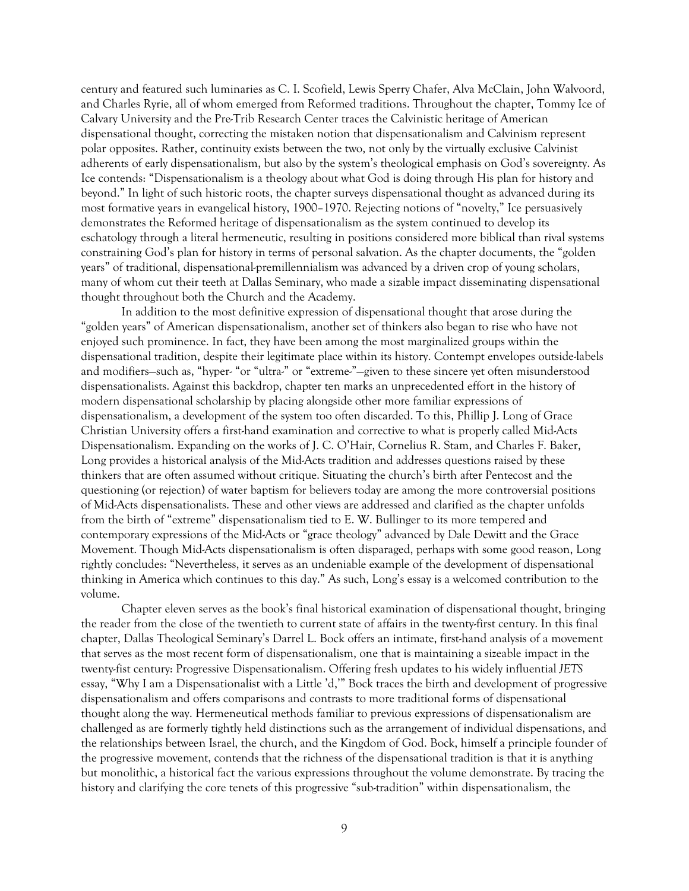century and featured such luminaries as C. I. Scofield, Lewis Sperry Chafer, Alva McClain, John Walvoord, and Charles Ryrie, all of whom emerged from Reformed traditions. Throughout the chapter, Tommy Ice of Calvary University and the Pre-Trib Research Center traces the Calvinistic heritage of American dispensational thought, correcting the mistaken notion that dispensationalism and Calvinism represent polar opposites. Rather, continuity exists between the two, not only by the virtually exclusive Calvinist adherents of early dispensationalism, but also by the system's theological emphasis on God's sovereignty. As Ice contends: "Dispensationalism is a theology about what God is doing through His plan for history and beyond." In light of such historic roots, the chapter surveys dispensational thought as advanced during its most formative years in evangelical history, 1900–1970. Rejecting notions of "novelty," Ice persuasively demonstrates the Reformed heritage of dispensationalism as the system continued to develop its eschatology through a literal hermeneutic, resulting in positions considered more biblical than rival systems constraining God's plan for history in terms of personal salvation. As the chapter documents, the "golden years" of traditional, dispensational-premillennialism was advanced by a driven crop of young scholars, many of whom cut their teeth at Dallas Seminary, who made a sizable impact disseminating dispensational thought throughout both the Church and the Academy.

In addition to the most definitive expression of dispensational thought that arose during the "golden years" of American dispensationalism, another set of thinkers also began to rise who have not enjoyed such prominence. In fact, they have been among the most marginalized groups within the dispensational tradition, despite their legitimate place within its history. Contempt envelopes outside-labels and modifiers—such as, "hyper- "or "ultra-" or "extreme-"—given to these sincere yet often misunderstood dispensationalists. Against this backdrop, chapter ten marks an unprecedented effort in the history of modern dispensational scholarship by placing alongside other more familiar expressions of dispensationalism, a development of the system too often discarded. To this, Phillip J. Long of Grace Christian University offers a first-hand examination and corrective to what is properly called Mid-Acts Dispensationalism. Expanding on the works of J. C. O'Hair, Cornelius R. Stam, and Charles F. Baker, Long provides a historical analysis of the Mid-Acts tradition and addresses questions raised by these thinkers that are often assumed without critique. Situating the church's birth after Pentecost and the questioning (or rejection) of water baptism for believers today are among the more controversial positions of Mid-Acts dispensationalists. These and other views are addressed and clarified as the chapter unfolds from the birth of "extreme" dispensationalism tied to E. W. Bullinger to its more tempered and contemporary expressions of the Mid-Acts or "grace theology" advanced by Dale Dewitt and the Grace Movement. Though Mid-Acts dispensationalism is often disparaged, perhaps with some good reason, Long rightly concludes: "Nevertheless, it serves as an undeniable example of the development of dispensational thinking in America which continues to this day." As such, Long's essay is a welcomed contribution to the volume.

Chapter eleven serves as the book's final historical examination of dispensational thought, bringing the reader from the close of the twentieth to current state of affairs in the twenty-first century. In this final chapter, Dallas Theological Seminary's Darrel L. Bock offers an intimate, first-hand analysis of a movement that serves as the most recent form of dispensationalism, one that is maintaining a sizeable impact in the twenty-fist century: Progressive Dispensationalism. Offering fresh updates to his widely influential *JETS* essay, "Why I am a Dispensationalist with a Little 'd,'" Bock traces the birth and development of progressive dispensationalism and offers comparisons and contrasts to more traditional forms of dispensational thought along the way. Hermeneutical methods familiar to previous expressions of dispensationalism are challenged as are formerly tightly held distinctions such as the arrangement of individual dispensations, and the relationships between Israel, the church, and the Kingdom of God. Bock, himself a principle founder of the progressive movement, contends that the richness of the dispensational tradition is that it is anything but monolithic, a historical fact the various expressions throughout the volume demonstrate. By tracing the history and clarifying the core tenets of this progressive "sub-tradition" within dispensationalism, the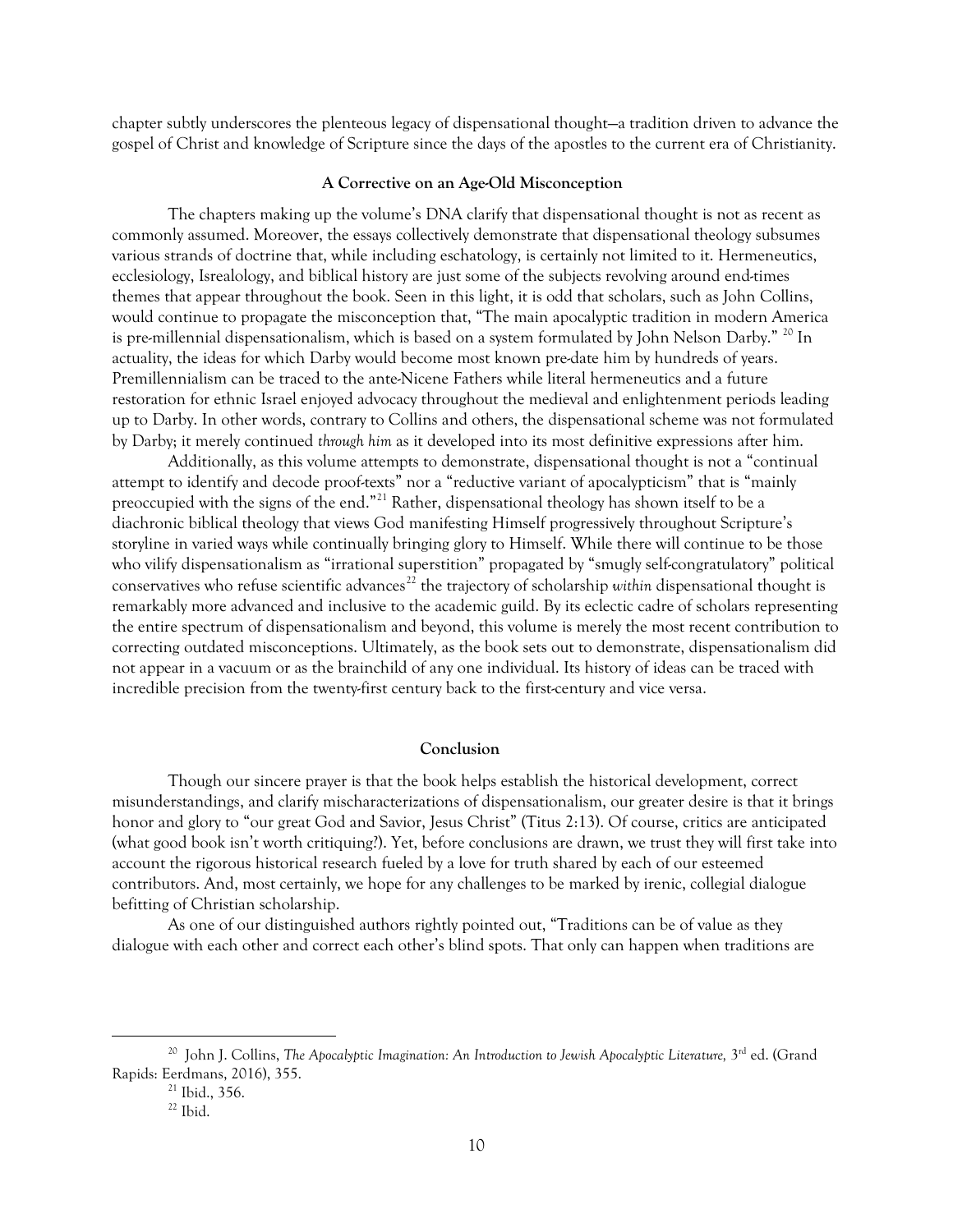chapter subtly underscores the plenteous legacy of dispensational thought—a tradition driven to advance the gospel of Christ and knowledge of Scripture since the days of the apostles to the current era of Christianity.

### A Corrective on an Age-Old Misconception

The chapters making up the volume's DNA clarify that dispensational thought is not as recent as commonly assumed. Moreover, the essays collectively demonstrate that dispensational theology subsumes various strands of doctrine that, while including eschatology, is certainly not limited to it. Hermeneutics, ecclesiology, Isrealology, and biblical history are just some of the subjects revolving around end-times themes that appear throughout the book. Seen in this light, it is odd that scholars, such as John Collins, would continue to propagate the misconception that, "The main apocalyptic tradition in modern America is pre-millennial dispensationalism, which is based on a system formulated by John Nelson Darby." [20] In actuality, the ideas for which Darby would become most known pre-date him by hundreds of years. Premillennialism can be traced to the ante-Nicene Fathers while literal hermeneutics and a future restoration for ethnic Israel enjoyed advocacy throughout the medieval and enlightenment periods leading up to Darby. In other words, contrary to Collins and others, the dispensational scheme was not formulated by Darby; it merely continued *through him* as it developed into its most definitive expressions after him.

Additionally, as this volume attempts to demonstrate, dispensational thought is not a "continual attempt to identify and decode proof-texts" nor a "reductive variant of apocalypticism" that is "mainly preoccupied with the signs of the end."[21] Rather, dispensational theology has shown itself to be a diachronic biblical theology that views God manifesting Himself progressively throughout Scripture's storyline in varied ways while continually bringing glory to Himself. While there will continue to be those who vilify dispensationalism as "irrational superstition" propagated by "smugly self-congratulatory" political conservatives who refuse scientific advances[22] the trajectory of scholarship *within* dispensational thought is remarkably more advanced and inclusive to the academic guild. By its eclectic cadre of scholars representing the entire spectrum of dispensationalism and beyond, this volume is merely the most recent contribution to correcting outdated misconceptions. Ultimately, as the book sets out to demonstrate, dispensationalism did not appear in a vacuum or as the brainchild of any one individual. Its history of ideas can be traced with incredible precision from the twenty-first century back to the first-century and vice versa.

### Conclusion

Though our sincere prayer is that the book helps establish the historical development, correct misunderstandings, and clarify mischaracterizations of dispensationalism, our greater desire is that it brings honor and glory to "our great God and Savior, Jesus Christ" (Titus 2:13). Of course, critics are anticipated (what good book isn't worth critiquing?). Yet, before conclusions are drawn, we trust they will first take into account the rigorous historical research fueled by a love for truth shared by each of our esteemed contributors. And, most certainly, we hope for any challenges to be marked by irenic, collegial dialogue befitting of Christian scholarship.

As one of our distinguished authors rightly pointed out, "Traditions can be of value as they dialogue with each other and correct each other's blind spots. That only can happen when traditions are

---

[20] John J. Collins, *The Apocalyptic Imagination: An Introduction to Jewish Apocalyptic Literature,* 3rd ed. (Grand Rapids: Eerdmans, 2016), 355.

[21] Ibid., 356.

[22] Ibid.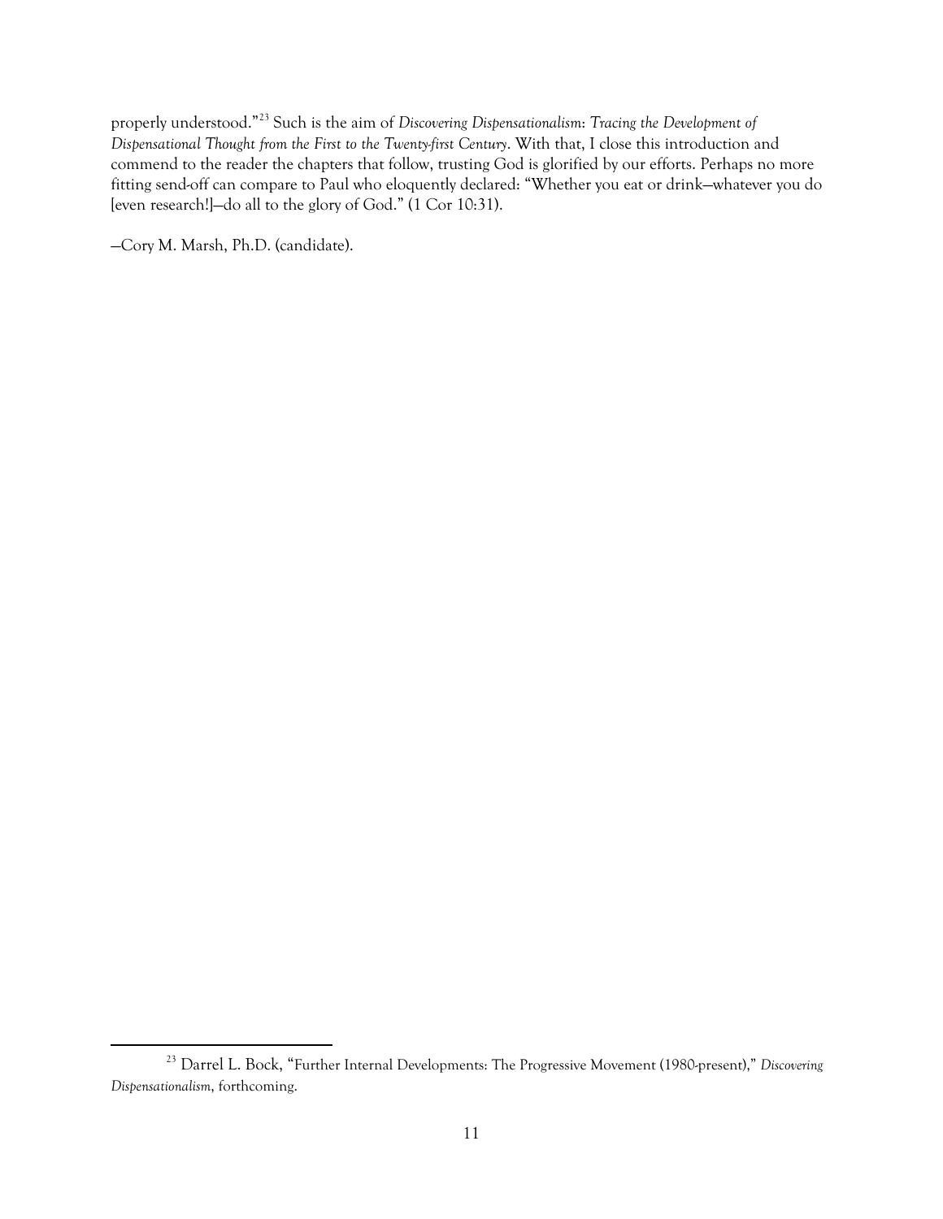properly understood."[23] Such is the aim of *Discovering Dispensationalism: Tracing the Development of Dispensational Thought from the First to the Twenty-first Century*. With that, I close this introduction and commend to the reader the chapters that follow, trusting God is glorified by our efforts. Perhaps no more fitting send-off can compare to Paul who eloquently declared: "Whether you eat or drink—whatever you do [even research!]—do all to the glory of God." (1 Cor 10:31).

—Cory M. Marsh, Ph.D. (candidate).

---

[23] Darrel L. Bock, "Further Internal Developments: The Progressive Movement (1980-present)," *Discovering Dispensationalism*, forthcoming.